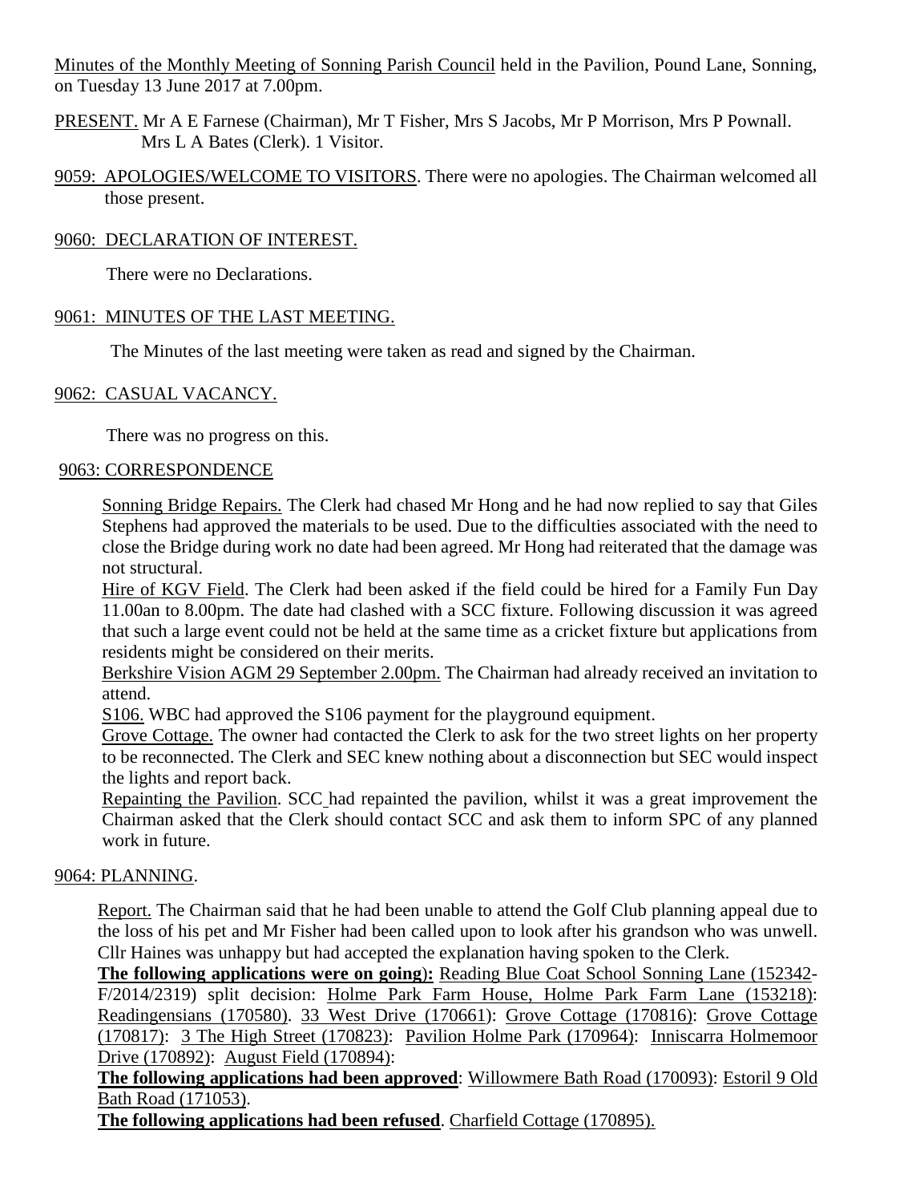Minutes of the Monthly Meeting of Sonning Parish Council held in the Pavilion, Pound Lane, Sonning, on Tuesday 13 June 2017 at 7.00pm.

PRESENT. Mr A E Farnese (Chairman), Mr T Fisher, Mrs S Jacobs, Mr P Morrison, Mrs P Pownall. Mrs L A Bates (Clerk). 1 Visitor.

9059: APOLOGIES/WELCOME TO VISITORS. There were no apologies. The Chairman welcomed all those present.

9060: DECLARATION OF INTEREST.

There were no Declarations.

9061: MINUTES OF THE LAST MEETING.

The Minutes of the last meeting were taken as read and signed by the Chairman.

9062: CASUAL VACANCY.

There was no progress on this.

9063: CORRESPONDENCE

Sonning Bridge Repairs. The Clerk had chased Mr Hong and he had now replied to say that Giles Stephens had approved the materials to be used. Due to the difficulties associated with the need to close the Bridge during work no date had been agreed. Mr Hong had reiterated that the damage was not structural.

Hire of KGV Field. The Clerk had been asked if the field could be hired for a Family Fun Day 11.00an to 8.00pm. The date had clashed with a SCC fixture. Following discussion it was agreed that such a large event could not be held at the same time as a cricket fixture but applications from residents might be considered on their merits.

Berkshire Vision AGM 29 September 2.00pm. The Chairman had already received an invitation to attend.

S106. WBC had approved the S106 payment for the playground equipment.

Grove Cottage. The owner had contacted the Clerk to ask for the two street lights on her property to be reconnected. The Clerk and SEC knew nothing about a disconnection but SEC would inspect the lights and report back.

Repainting the Pavilion. SCC had repainted the pavilion, whilst it was a great improvement the Chairman asked that the Clerk should contact SCC and ask them to inform SPC of any planned work in future.

9064: PLANNING.

Report. The Chairman said that he had been unable to attend the Golf Club planning appeal due to the loss of his pet and Mr Fisher had been called upon to look after his grandson who was unwell. Cllr Haines was unhappy but had accepted the explanation having spoken to the Clerk.

**The following applications were on going):** Reading Blue Coat School Sonning Lane (152342-F/2014/2319) split decision: Holme Park Farm House, Holme Park Farm Lane (153218): Readingensians (170580). 33 West Drive (170661): Grove Cottage (170816): Grove Cottage (170817): 3 The High Street (170823): Pavilion Holme Park (170964): Inniscarra Holmemoor Drive (170892): August Field (170894):

**The following applications had been approved**: Willowmere Bath Road (170093): Estoril 9 Old Bath Road (171053).

**The following applications had been refused**. Charfield Cottage (170895).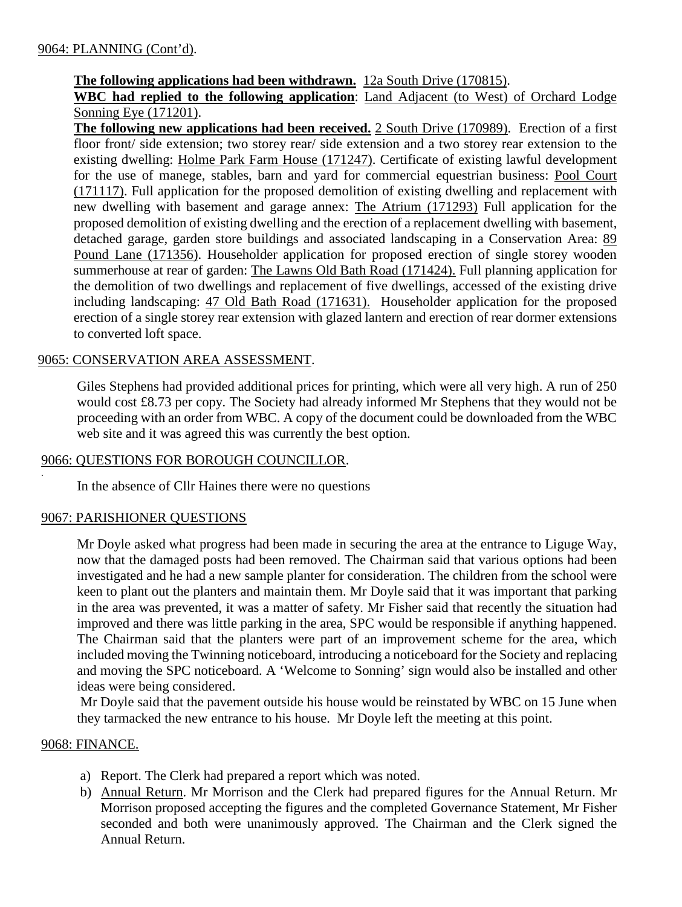9064: PLANNING (Cont'd).

**The following applications had been withdrawn.** 12a South Drive (170815).
**WBC had replied to the following application**: Land Adjacent (to West) of Orchard Lodge Sonning Eye (171201).
**The following new applications had been received.** 2 South Drive (170989). Erection of a first floor front/ side extension; two storey rear/ side extension and a two storey rear extension to the existing dwelling: Holme Park Farm House (171247). Certificate of existing lawful development for the use of manege, stables, barn and yard for commercial equestrian business: Pool Court (171117). Full application for the proposed demolition of existing dwelling and replacement with new dwelling with basement and garage annex: The Atrium (171293) Full application for the proposed demolition of existing dwelling and the erection of a replacement dwelling with basement, detached garage, garden store buildings and associated landscaping in a Conservation Area: 89 Pound Lane (171356). Householder application for proposed erection of single storey wooden summerhouse at rear of garden: The Lawns Old Bath Road (171424). Full planning application for the demolition of two dwellings and replacement of five dwellings, accessed of the existing drive including landscaping: 47 Old Bath Road (171631). Householder application for the proposed erection of a single storey rear extension with glazed lantern and erection of rear dormer extensions to converted loft space.

9065: CONSERVATION AREA ASSESSMENT.

Giles Stephens had provided additional prices for printing, which were all very high. A run of 250 would cost £8.73 per copy. The Society had already informed Mr Stephens that they would not be proceeding with an order from WBC. A copy of the document could be downloaded from the WBC web site and it was agreed this was currently the best option.

9066: QUESTIONS FOR BOROUGH COUNCILLOR.

In the absence of Cllr Haines there were no questions

9067: PARISHIONER QUESTIONS

Mr Doyle asked what progress had been made in securing the area at the entrance to Liguge Way, now that the damaged posts had been removed. The Chairman said that various options had been investigated and he had a new sample planter for consideration. The children from the school were keen to plant out the planters and maintain them. Mr Doyle said that it was important that parking in the area was prevented, it was a matter of safety. Mr Fisher said that recently the situation had improved and there was little parking in the area, SPC would be responsible if anything happened. The Chairman said that the planters were part of an improvement scheme for the area, which included moving the Twinning noticeboard, introducing a noticeboard for the Society and replacing and moving the SPC noticeboard. A 'Welcome to Sonning' sign would also be installed and other ideas were being considered.
Mr Doyle said that the pavement outside his house would be reinstated by WBC on 15 June when they tarmacked the new entrance to his house. Mr Doyle left the meeting at this point.

9068: FINANCE.

a) Report. The Clerk had prepared a report which was noted.
b) Annual Return. Mr Morrison and the Clerk had prepared figures for the Annual Return. Mr Morrison proposed accepting the figures and the completed Governance Statement, Mr Fisher seconded and both were unanimously approved. The Chairman and the Clerk signed the Annual Return.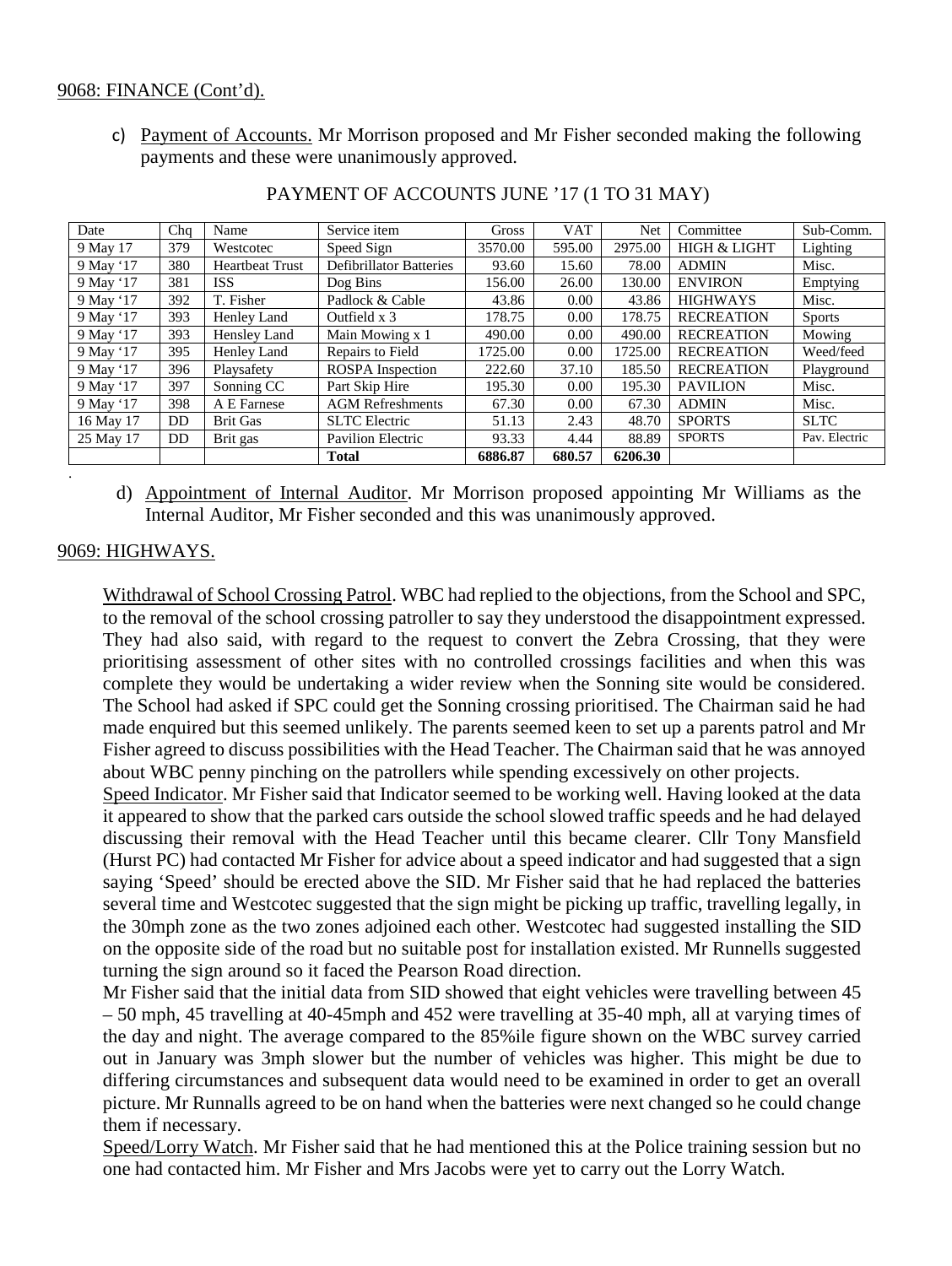9068: FINANCE (Cont'd).

c) Payment of Accounts. Mr Morrison proposed and Mr Fisher seconded making the following payments and these were unanimously approved.

PAYMENT OF ACCOUNTS JUNE '17 (1 TO 31 MAY)

| Date | Chq | Name | Service item | Gross | VAT | Net | Committee | Sub-Comm. |
|---|---|---|---|---|---|---|---|---|
| 9 May 17 | 379 | Westcotec | Speed Sign | 3570.00 | 595.00 | 2975.00 | HIGH & LIGHT | Lighting |
| 9 May '17 | 380 | Heartbeat Trust | Defibrillator Batteries | 93.60 | 15.60 | 78.00 | ADMIN | Misc. |
| 9 May '17 | 381 | ISS | Dog Bins | 156.00 | 26.00 | 130.00 | ENVIRON | Emptying |
| 9 May '17 | 392 | T. Fisher | Padlock & Cable | 43.86 | 0.00 | 43.86 | HIGHWAYS | Misc. |
| 9 May '17 | 393 | Henley Land | Outfield x 3 | 178.75 | 0.00 | 178.75 | RECREATION | Sports |
| 9 May '17 | 393 | Hensley Land | Main Mowing x 1 | 490.00 | 0.00 | 490.00 | RECREATION | Mowing |
| 9 May '17 | 395 | Henley Land | Repairs to Field | 1725.00 | 0.00 | 1725.00 | RECREATION | Weed/feed |
| 9 May '17 | 396 | Playsafety | ROSPA Inspection | 222.60 | 37.10 | 185.50 | RECREATION | Playground |
| 9 May '17 | 397 | Sonning CC | Part Skip Hire | 195.30 | 0.00 | 195.30 | PAVILION | Misc. |
| 9 May '17 | 398 | A E Farnese | AGM Refreshments | 67.30 | 0.00 | 67.30 | ADMIN | Misc. |
| 16 May 17 | DD | Brit Gas | SLTC Electric | 51.13 | 2.43 | 48.70 | SPORTS | SLTC |
| 25 May 17 | DD | Brit gas | Pavilion Electric | 93.33 | 4.44 | 88.89 | SPORTS | Pav. Electric |
| | | | **Total** | **6886.87** | **680.57** | **6206.30** | | |

d) Appointment of Internal Auditor. Mr Morrison proposed appointing Mr Williams as the Internal Auditor, Mr Fisher seconded and this was unanimously approved.

9069: HIGHWAYS.

Withdrawal of School Crossing Patrol. WBC had replied to the objections, from the School and SPC, to the removal of the school crossing patroller to say they understood the disappointment expressed. They had also said, with regard to the request to convert the Zebra Crossing, that they were prioritising assessment of other sites with no controlled crossings facilities and when this was complete they would be undertaking a wider review when the Sonning site would be considered. The School had asked if SPC could get the Sonning crossing prioritised. The Chairman said he had made enquired but this seemed unlikely. The parents seemed keen to set up a parents patrol and Mr Fisher agreed to discuss possibilities with the Head Teacher. The Chairman said that he was annoyed about WBC penny pinching on the patrollers while spending excessively on other projects.

Speed Indicator. Mr Fisher said that Indicator seemed to be working well. Having looked at the data it appeared to show that the parked cars outside the school slowed traffic speeds and he had delayed discussing their removal with the Head Teacher until this became clearer. Cllr Tony Mansfield (Hurst PC) had contacted Mr Fisher for advice about a speed indicator and had suggested that a sign saying 'Speed' should be erected above the SID. Mr Fisher said that he had replaced the batteries several time and Westcotec suggested that the sign might be picking up traffic, travelling legally, in the 30mph zone as the two zones adjoined each other. Westcotec had suggested installing the SID on the opposite side of the road but no suitable post for installation existed. Mr Runnells suggested turning the sign around so it faced the Pearson Road direction.

Mr Fisher said that the initial data from SID showed that eight vehicles were travelling between 45 – 50 mph, 45 travelling at 40-45mph and 452 were travelling at 35-40 mph, all at varying times of the day and night. The average compared to the 85%ile figure shown on the WBC survey carried out in January was 3mph slower but the number of vehicles was higher. This might be due to differing circumstances and subsequent data would need to be examined in order to get an overall picture. Mr Runnalls agreed to be on hand when the batteries were next changed so he could change them if necessary.

Speed/Lorry Watch. Mr Fisher said that he had mentioned this at the Police training session but no one had contacted him. Mr Fisher and Mrs Jacobs were yet to carry out the Lorry Watch.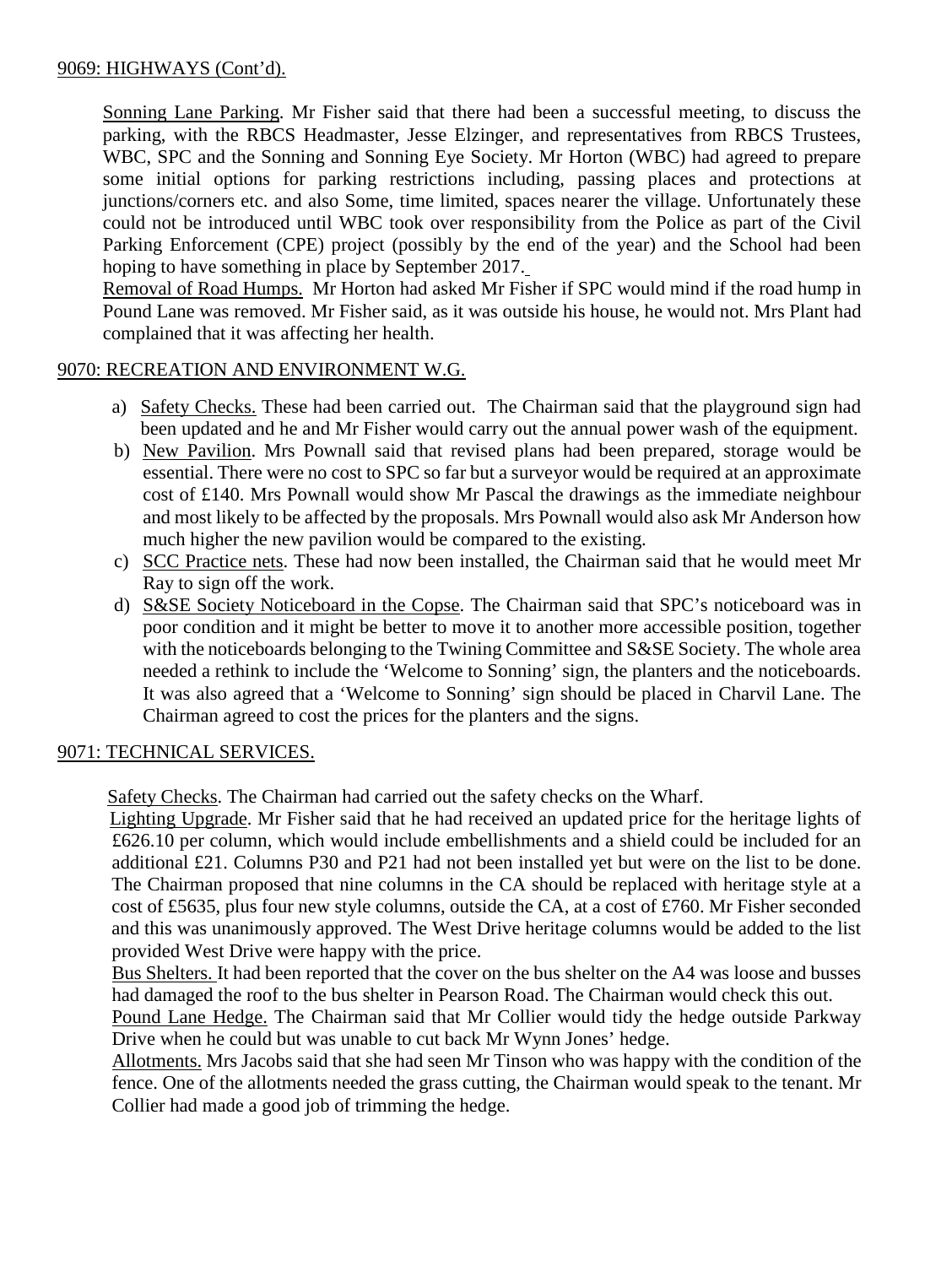## 9069: HIGHWAYS (Cont'd).

Sonning Lane Parking. Mr Fisher said that there had been a successful meeting, to discuss the parking, with the RBCS Headmaster, Jesse Elzinger, and representatives from RBCS Trustees, WBC, SPC and the Sonning and Sonning Eye Society. Mr Horton (WBC) had agreed to prepare some initial options for parking restrictions including, passing places and protections at junctions/corners etc. and also Some, time limited, spaces nearer the village. Unfortunately these could not be introduced until WBC took over responsibility from the Police as part of the Civil Parking Enforcement (CPE) project (possibly by the end of the year) and the School had been hoping to have something in place by September 2017.

Removal of Road Humps. Mr Horton had asked Mr Fisher if SPC would mind if the road hump in Pound Lane was removed. Mr Fisher said, as it was outside his house, he would not. Mrs Plant had complained that it was affecting her health.

## 9070: RECREATION AND ENVIRONMENT W.G.

a) Safety Checks. These had been carried out. The Chairman said that the playground sign had been updated and he and Mr Fisher would carry out the annual power wash of the equipment.

b) New Pavilion. Mrs Pownall said that revised plans had been prepared, storage would be essential. There were no cost to SPC so far but a surveyor would be required at an approximate cost of £140. Mrs Pownall would show Mr Pascal the drawings as the immediate neighbour and most likely to be affected by the proposals. Mrs Pownall would also ask Mr Anderson how much higher the new pavilion would be compared to the existing.

c) SCC Practice nets. These had now been installed, the Chairman said that he would meet Mr Ray to sign off the work.

d) S&SE Society Noticeboard in the Copse. The Chairman said that SPC's noticeboard was in poor condition and it might be better to move it to another more accessible position, together with the noticeboards belonging to the Twining Committee and S&SE Society. The whole area needed a rethink to include the 'Welcome to Sonning' sign, the planters and the noticeboards. It was also agreed that a 'Welcome to Sonning' sign should be placed in Charvil Lane. The Chairman agreed to cost the prices for the planters and the signs.

## 9071: TECHNICAL SERVICES.

Safety Checks. The Chairman had carried out the safety checks on the Wharf.

Lighting Upgrade. Mr Fisher said that he had received an updated price for the heritage lights of £626.10 per column, which would include embellishments and a shield could be included for an additional £21. Columns P30 and P21 had not been installed yet but were on the list to be done. The Chairman proposed that nine columns in the CA should be replaced with heritage style at a cost of £5635, plus four new style columns, outside the CA, at a cost of £760. Mr Fisher seconded and this was unanimously approved. The West Drive heritage columns would be added to the list provided West Drive were happy with the price.

Bus Shelters. It had been reported that the cover on the bus shelter on the A4 was loose and busses had damaged the roof to the bus shelter in Pearson Road. The Chairman would check this out.

Pound Lane Hedge. The Chairman said that Mr Collier would tidy the hedge outside Parkway Drive when he could but was unable to cut back Mr Wynn Jones' hedge.

Allotments. Mrs Jacobs said that she had seen Mr Tinson who was happy with the condition of the fence. One of the allotments needed the grass cutting, the Chairman would speak to the tenant. Mr Collier had made a good job of trimming the hedge.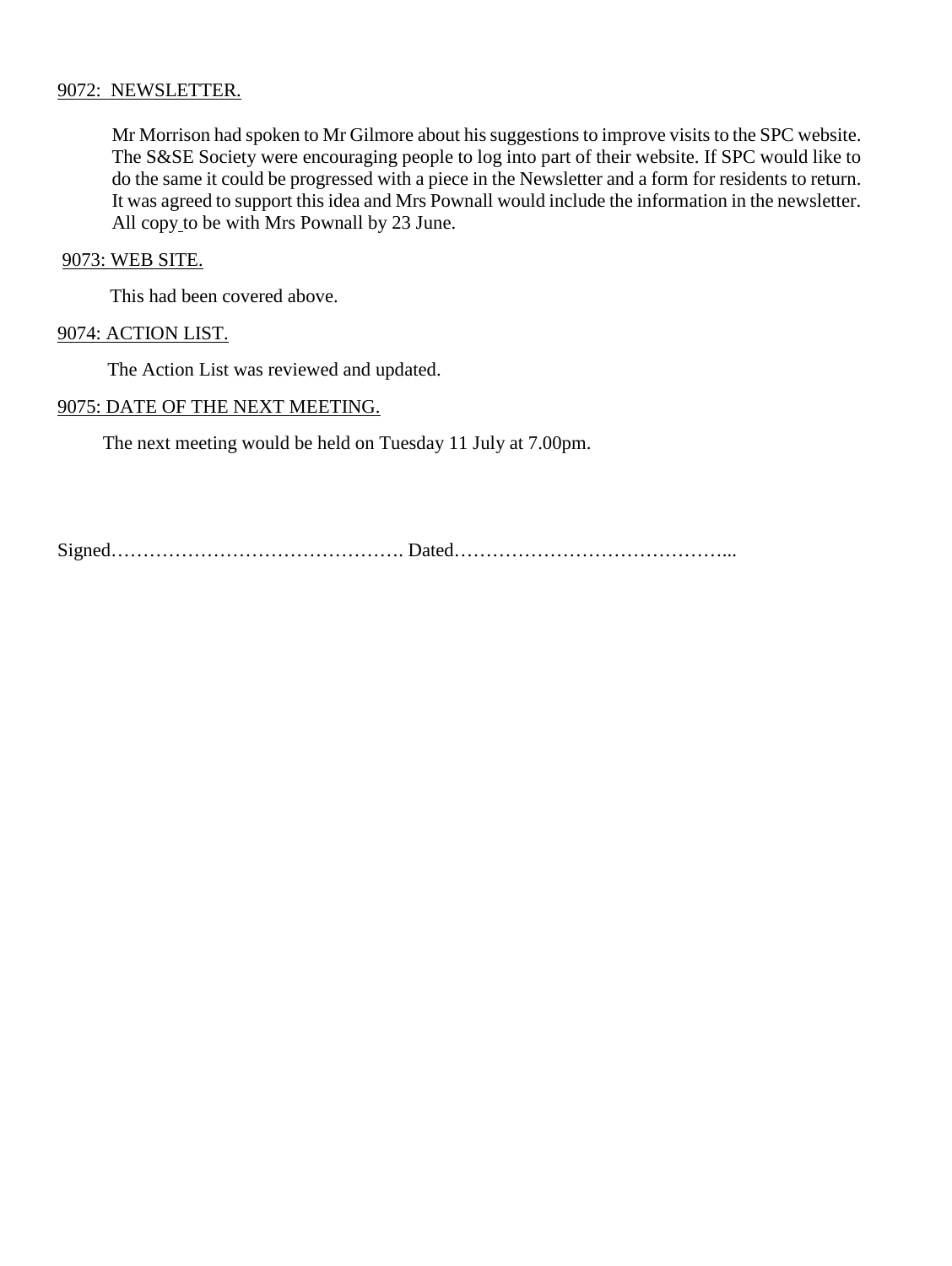9072: NEWSLETTER.

Mr Morrison had spoken to Mr Gilmore about his suggestions to improve visits to the SPC website. The S&SE Society were encouraging people to log into part of their website. If SPC would like to do the same it could be progressed with a piece in the Newsletter and a form for residents to return. It was agreed to support this idea and Mrs Pownall would include the information in the newsletter. All copy to be with Mrs Pownall by 23 June.

9073: WEB SITE.

This had been covered above.

9074: ACTION LIST.

The Action List was reviewed and updated.

9075: DATE OF THE NEXT MEETING.

The next meeting would be held on Tuesday 11 July at 7.00pm.

Signed………………………………………. Dated……………………………………...